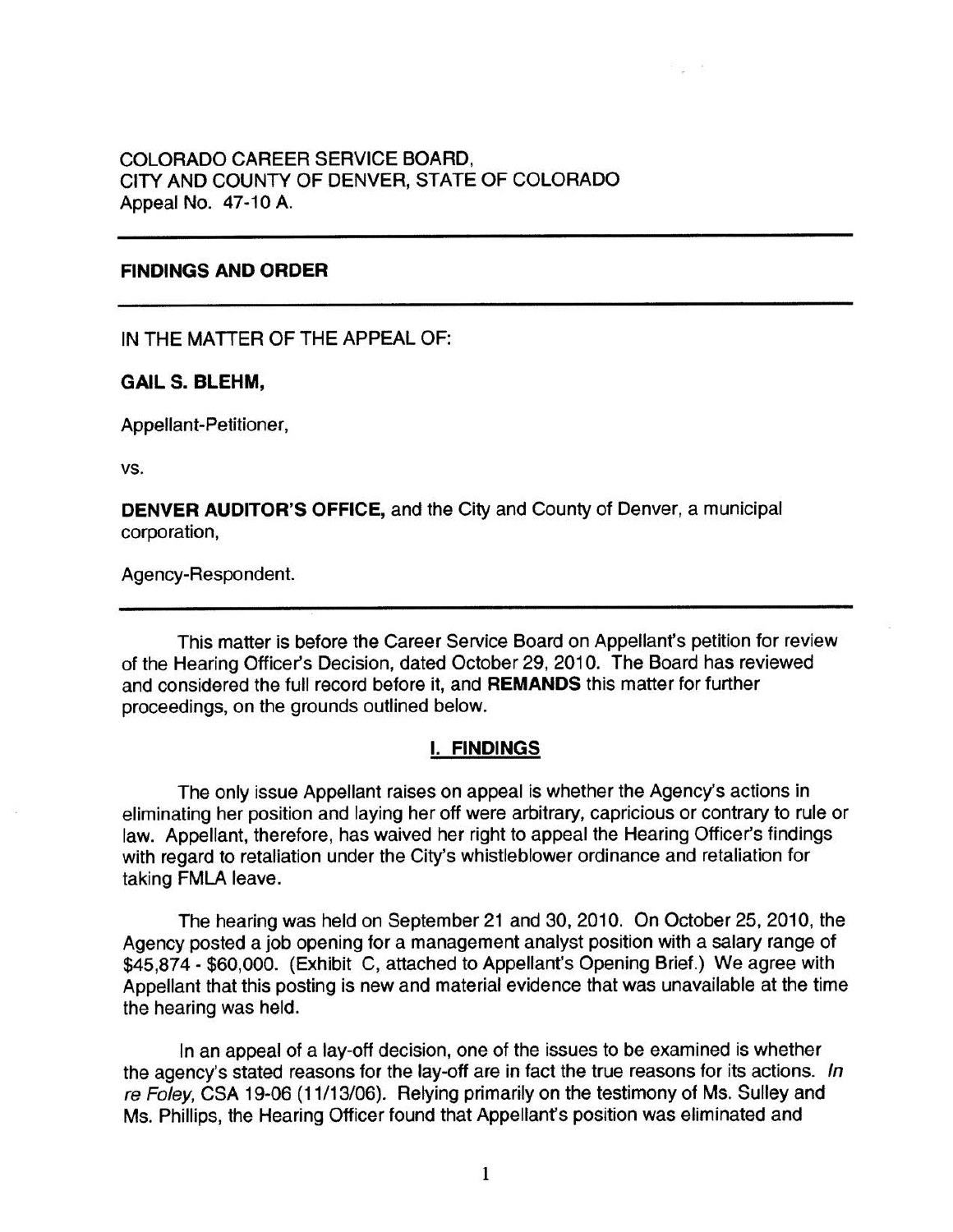COLORADO CAREER SERVICE BOARD,
CITY AND COUNTY OF DENVER, STATE OF COLORADO
Appeal No. 47-10 A.

---

**FINDINGS AND ORDER**

---

IN THE MATTER OF THE APPEAL OF:

**GAIL S. BLEHM,**

Appellant-Petitioner,

vs.

**DENVER AUDITOR'S OFFICE,** and the City and County of Denver, a municipal corporation,

Agency-Respondent.

---

This matter is before the Career Service Board on Appellant's petition for review of the Hearing Officer's Decision, dated October 29, 2010. The Board has reviewed and considered the full record before it, and **REMANDS** this matter for further proceedings, on the grounds outlined below.

## I. FINDINGS

The only issue Appellant raises on appeal is whether the Agency's actions in eliminating her position and laying her off were arbitrary, capricious or contrary to rule or law. Appellant, therefore, has waived her right to appeal the Hearing Officer's findings with regard to retaliation under the City's whistleblower ordinance and retaliation for taking FMLA leave.

The hearing was held on September 21 and 30, 2010. On October 25, 2010, the Agency posted a job opening for a management analyst position with a salary range of $45,874 - $60,000. (Exhibit C, attached to Appellant's Opening Brief.) We agree with Appellant that this posting is new and material evidence that was unavailable at the time the hearing was held.

In an appeal of a lay-off decision, one of the issues to be examined is whether the agency's stated reasons for the lay-off are in fact the true reasons for its actions. *In re Foley*, CSA 19-06 (11/13/06). Relying primarily on the testimony of Ms. Sulley and Ms. Phillips, the Hearing Officer found that Appellant's position was eliminated and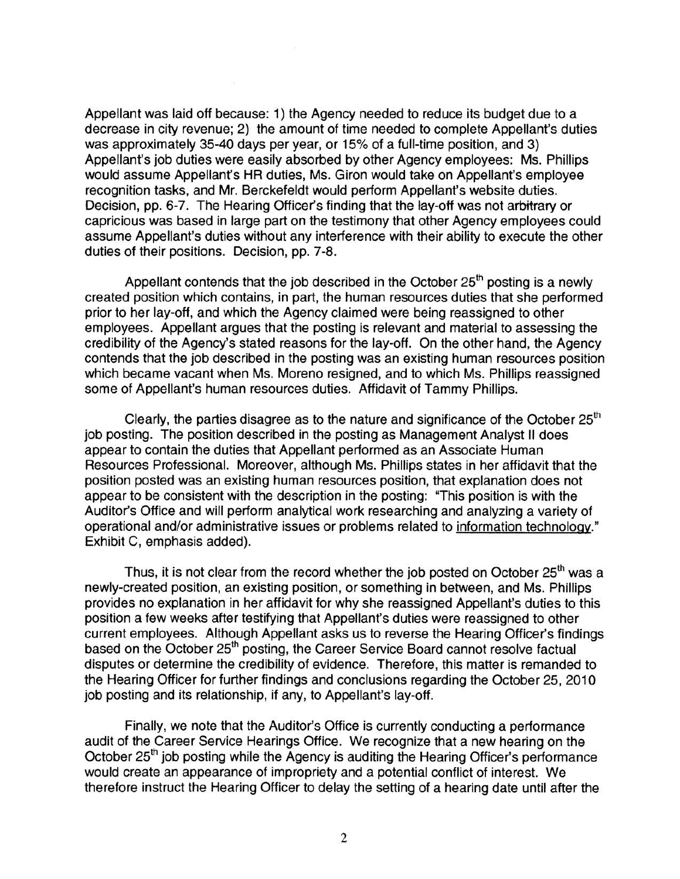Appellant was laid off because: 1) the Agency needed to reduce its budget due to a decrease in city revenue; 2) the amount of time needed to complete Appellant's duties was approximately 35-40 days per year, or 15% of a full-time position, and 3) Appellant's job duties were easily absorbed by other Agency employees: Ms. Phillips would assume Appellant's HR duties, Ms. Giron would take on Appellant's employee recognition tasks, and Mr. Berckefeldt would perform Appellant's website duties. Decision, pp. 6-7. The Hearing Officer's finding that the lay-off was not arbitrary or capricious was based in large part on the testimony that other Agency employees could assume Appellant's duties without any interference with their ability to execute the other duties of their positions. Decision, pp. 7-8.

Appellant contends that the job described in the October 25th posting is a newly created position which contains, in part, the human resources duties that she performed prior to her lay-off, and which the Agency claimed were being reassigned to other employees. Appellant argues that the posting is relevant and material to assessing the credibility of the Agency's stated reasons for the lay-off. On the other hand, the Agency contends that the job described in the posting was an existing human resources position which became vacant when Ms. Moreno resigned, and to which Ms. Phillips reassigned some of Appellant's human resources duties. Affidavit of Tammy Phillips.

Clearly, the parties disagree as to the nature and significance of the October 25th job posting. The position described in the posting as Management Analyst II does appear to contain the duties that Appellant performed as an Associate Human Resources Professional. Moreover, although Ms. Phillips states in her affidavit that the position posted was an existing human resources position, that explanation does not appear to be consistent with the description in the posting: "This position is with the Auditor's Office and will perform analytical work researching and analyzing a variety of operational and/or administrative issues or problems related to <u>information technology</u>." Exhibit C, emphasis added).

Thus, it is not clear from the record whether the job posted on October 25th was a newly-created position, an existing position, or something in between, and Ms. Phillips provides no explanation in her affidavit for why she reassigned Appellant's duties to this position a few weeks after testifying that Appellant's duties were reassigned to other current employees. Although Appellant asks us to reverse the Hearing Officer's findings based on the October 25th posting, the Career Service Board cannot resolve factual disputes or determine the credibility of evidence. Therefore, this matter is remanded to the Hearing Officer for further findings and conclusions regarding the October 25, 2010 job posting and its relationship, if any, to Appellant's lay-off.

Finally, we note that the Auditor's Office is currently conducting a performance audit of the Career Service Hearings Office. We recognize that a new hearing on the October 25th job posting while the Agency is auditing the Hearing Officer's performance would create an appearance of impropriety and a potential conflict of interest. We therefore instruct the Hearing Officer to delay the setting of a hearing date until after the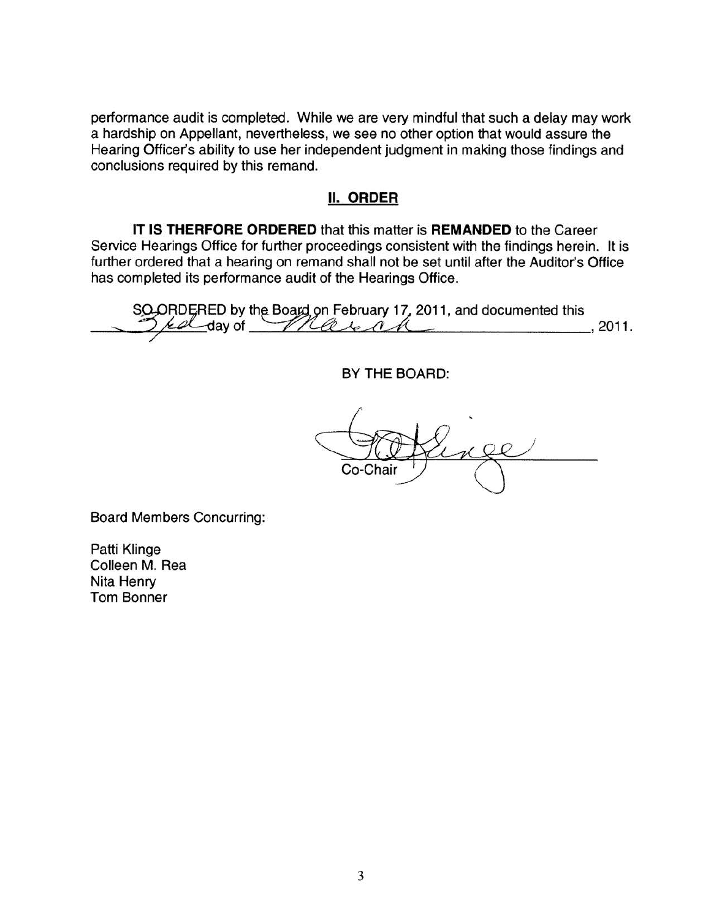performance audit is completed. While we are very mindful that such a delay may work a hardship on Appellant, nevertheless, we see no other option that would assure the Hearing Officer's ability to use her independent judgment in making those findings and conclusions required by this remand.

## **II. ORDER**

**IT IS THERFORE ORDERED** that this matter is **REMANDED** to the Career Service Hearings Office for further proceedings consistent with the findings herein. It is further ordered that a hearing on remand shall not be set until after the Auditor's Office has completed its performance audit of the Hearings Office.

SO ORDERED by the Board on February 17, 2011, and documented this 3rd day of March, 2011.

BY THE BOARD:

Co-Chair

Board Members Concurring:

Patti Klinge
Colleen M. Rea
Nita Henry
Tom Bonner